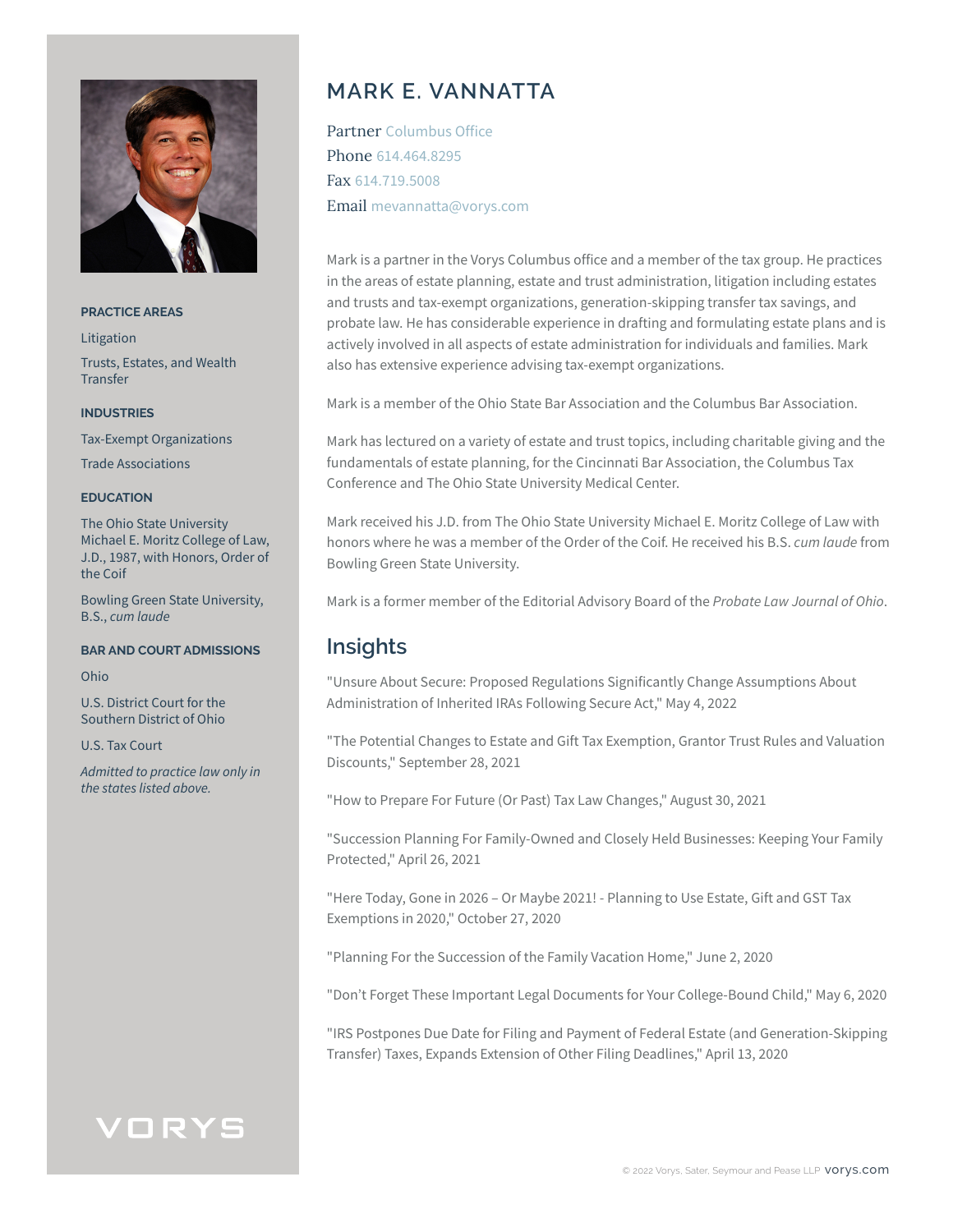# MARK E. VANNATTA

Partner Columbus Office
Phone 614.464.8295
Fax 614.719.5008
Email mevannatta@vorys.com

Mark is a partner in the Vorys Columbus office and a member of the tax group. He practices in the areas of estate planning, estate and trust administration, litigation including estates and trusts and tax-exempt organizations, generation-skipping transfer tax savings, and probate law. He has considerable experience in drafting and formulating estate plans and is actively involved in all aspects of estate administration for individuals and families. Mark also has extensive experience advising tax-exempt organizations.

Mark is a member of the Ohio State Bar Association and the Columbus Bar Association.

Mark has lectured on a variety of estate and trust topics, including charitable giving and the fundamentals of estate planning, for the Cincinnati Bar Association, the Columbus Tax Conference and The Ohio State University Medical Center.

Mark received his J.D. from The Ohio State University Michael E. Moritz College of Law with honors where he was a member of the Order of the Coif. He received his B.S. *cum laude* from Bowling Green State University.

Mark is a former member of the Editorial Advisory Board of the *Probate Law Journal of Ohio*.

## Insights

"Unsure About Secure: Proposed Regulations Significantly Change Assumptions About Administration of Inherited IRAs Following Secure Act," May 4, 2022

"The Potential Changes to Estate and Gift Tax Exemption, Grantor Trust Rules and Valuation Discounts," September 28, 2021

"How to Prepare For Future (Or Past) Tax Law Changes," August 30, 2021

"Succession Planning For Family-Owned and Closely Held Businesses: Keeping Your Family Protected," April 26, 2021

"Here Today, Gone in 2026 – Or Maybe 2021! - Planning to Use Estate, Gift and GST Tax Exemptions in 2020," October 27, 2020

"Planning For the Succession of the Family Vacation Home," June 2, 2020

"Don't Forget These Important Legal Documents for Your College-Bound Child," May 6, 2020

"IRS Postpones Due Date for Filing and Payment of Federal Estate (and Generation-Skipping Transfer) Taxes, Expands Extension of Other Filing Deadlines," April 13, 2020

### PRACTICE AREAS

Litigation

Trusts, Estates, and Wealth Transfer

### INDUSTRIES

Tax-Exempt Organizations

Trade Associations

### EDUCATION

The Ohio State University Michael E. Moritz College of Law, J.D., 1987, with Honors, Order of the Coif

Bowling Green State University, B.S., *cum laude*

### BAR AND COURT ADMISSIONS

Ohio

U.S. District Court for the Southern District of Ohio

U.S. Tax Court

*Admitted to practice law only in the states listed above.*

VORYS

© 2022 Vorys, Sater, Seymour and Pease LLP vorys.com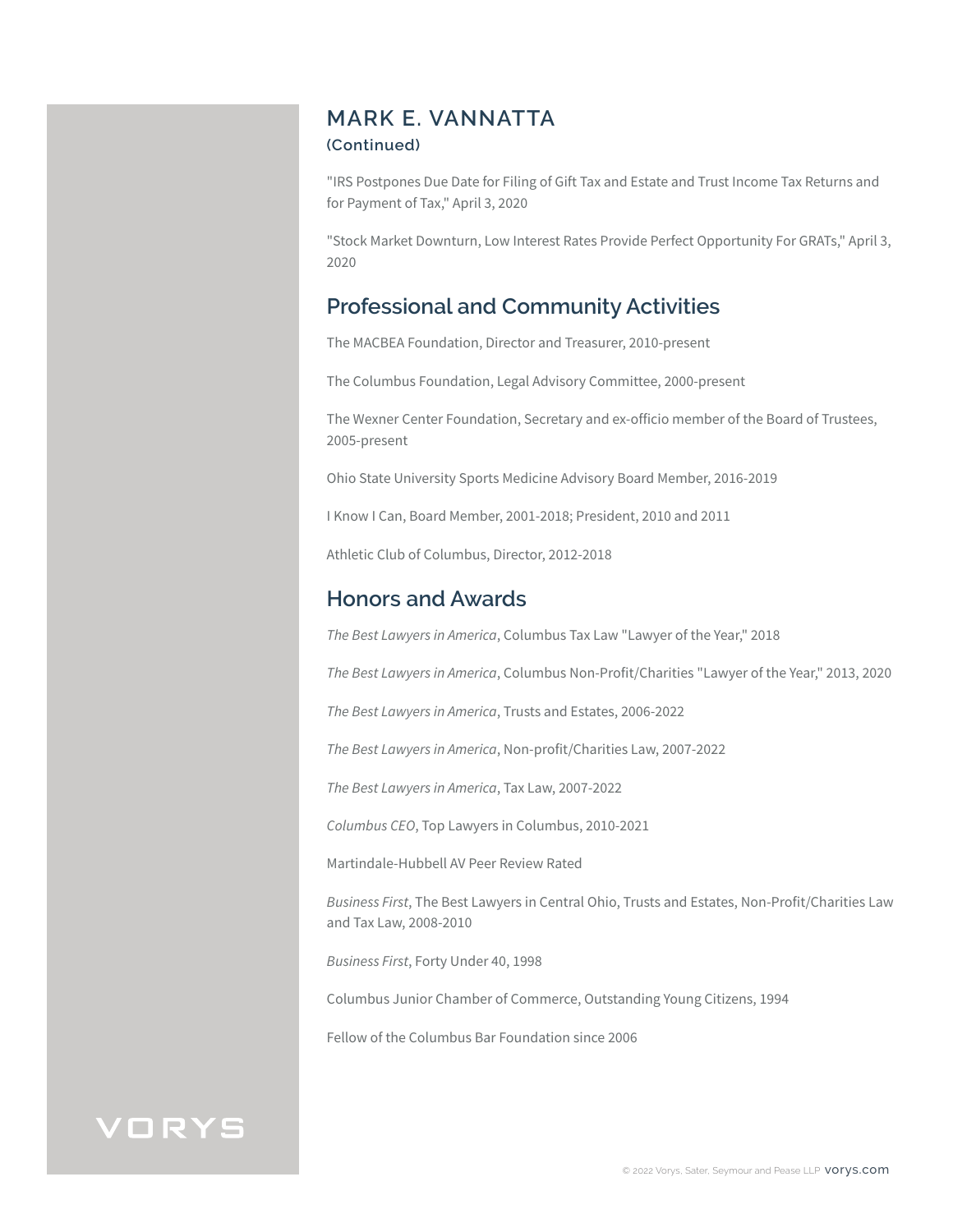# MARK E. VANNATTA

**(Continued)**

"IRS Postpones Due Date for Filing of Gift Tax and Estate and Trust Income Tax Returns and for Payment of Tax," April 3, 2020

"Stock Market Downturn, Low Interest Rates Provide Perfect Opportunity For GRATs," April 3, 2020

## Professional and Community Activities

The MACBEA Foundation, Director and Treasurer, 2010-present

The Columbus Foundation, Legal Advisory Committee, 2000-present

The Wexner Center Foundation, Secretary and ex-officio member of the Board of Trustees, 2005-present

Ohio State University Sports Medicine Advisory Board Member, 2016-2019

I Know I Can, Board Member, 2001-2018; President, 2010 and 2011

Athletic Club of Columbus, Director, 2012-2018

## Honors and Awards

*The Best Lawyers in America*, Columbus Tax Law "Lawyer of the Year," 2018

*The Best Lawyers in America*, Columbus Non-Profit/Charities "Lawyer of the Year," 2013, 2020

*The Best Lawyers in America*, Trusts and Estates, 2006-2022

*The Best Lawyers in America*, Non-profit/Charities Law, 2007-2022

*The Best Lawyers in America*, Tax Law, 2007-2022

*Columbus CEO*, Top Lawyers in Columbus, 2010-2021

Martindale-Hubbell AV Peer Review Rated

*Business First*, The Best Lawyers in Central Ohio, Trusts and Estates, Non-Profit/Charities Law and Tax Law, 2008-2010

*Business First*, Forty Under 40, 1998

Columbus Junior Chamber of Commerce, Outstanding Young Citizens, 1994

Fellow of the Columbus Bar Foundation since 2006